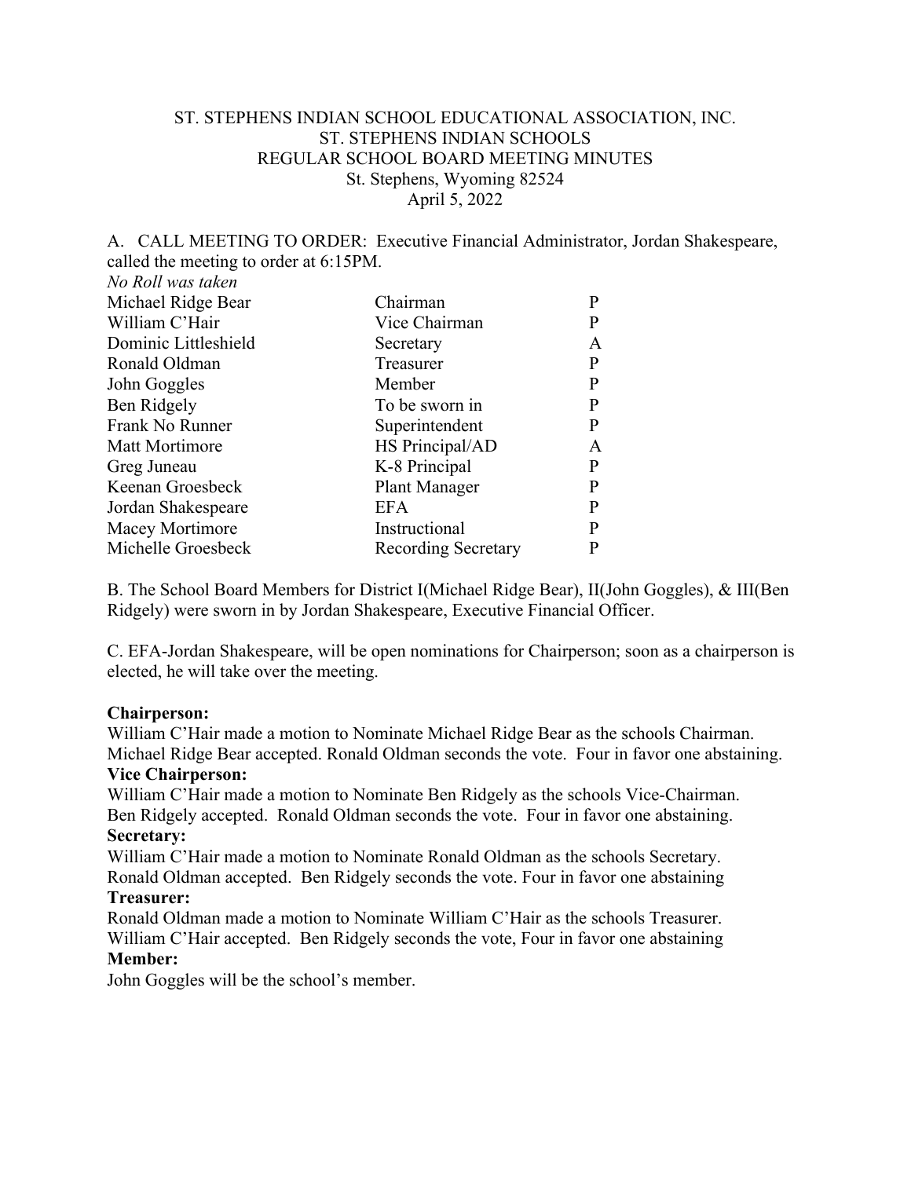ST. STEPHENS INDIAN SCHOOL EDUCATIONAL ASSOCIATION, INC.
ST. STEPHENS INDIAN SCHOOLS
REGULAR SCHOOL BOARD MEETING MINUTES
St. Stephens, Wyoming 82524
April 5, 2022

A. CALL MEETING TO ORDER: Executive Financial Administrator, Jordan Shakespeare, called the meeting to order at 6:15PM.

*No Roll was taken*

| | | |
|---|---|---|
| Michael Ridge Bear | Chairman | P |
| William C'Hair | Vice Chairman | P |
| Dominic Littleshield | Secretary | A |
| Ronald Oldman | Treasurer | P |
| John Goggles | Member | P |
| Ben Ridgely | To be sworn in | P |
| Frank No Runner | Superintendent | P |
| Matt Mortimore | HS Principal/AD | A |
| Greg Juneau | K-8 Principal | P |
| Keenan Groesbeck | Plant Manager | P |
| Jordan Shakespeare | EFA | P |
| Macey Mortimore | Instructional | P |
| Michelle Groesbeck | Recording Secretary | P |

B. The School Board Members for District I(Michael Ridge Bear), II(John Goggles), & III(Ben Ridgely) were sworn in by Jordan Shakespeare, Executive Financial Officer.

C. EFA-Jordan Shakespeare, will be open nominations for Chairperson; soon as a chairperson is elected, he will take over the meeting.

**Chairperson:**
William C'Hair made a motion to Nominate Michael Ridge Bear as the schools Chairman. Michael Ridge Bear accepted. Ronald Oldman seconds the vote. Four in favor one abstaining.

**Vice Chairperson:**
William C'Hair made a motion to Nominate Ben Ridgely as the schools Vice-Chairman. Ben Ridgely accepted. Ronald Oldman seconds the vote. Four in favor one abstaining.

**Secretary:**
William C'Hair made a motion to Nominate Ronald Oldman as the schools Secretary. Ronald Oldman accepted. Ben Ridgely seconds the vote. Four in favor one abstaining

**Treasurer:**
Ronald Oldman made a motion to Nominate William C'Hair as the schools Treasurer. William C'Hair accepted. Ben Ridgely seconds the vote, Four in favor one abstaining

**Member:**
John Goggles will be the school's member.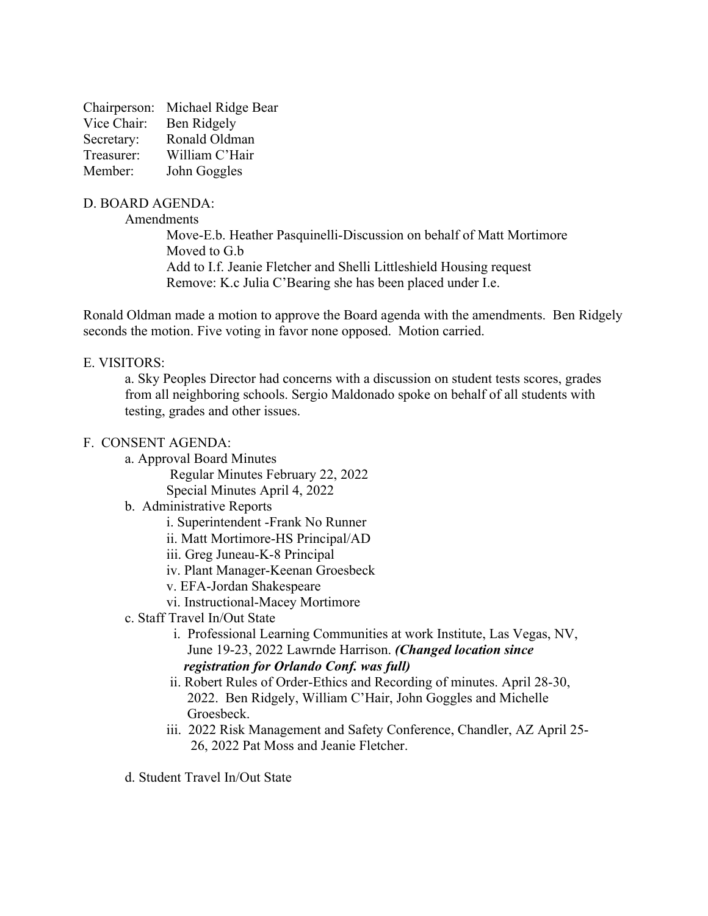Chairperson: Michael Ridge Bear
Vice Chair: Ben Ridgely
Secretary: Ronald Oldman
Treasurer: William C'Hair
Member: John Goggles

D. BOARD AGENDA:

Amendments

Move-E.b. Heather Pasquinelli-Discussion on behalf of Matt Mortimore
Moved to G.b
Add to I.f. Jeanie Fletcher and Shelli Littleshield Housing request
Remove: K.c Julia C'Bearing she has been placed under I.e.

Ronald Oldman made a motion to approve the Board agenda with the amendments. Ben Ridgely seconds the motion. Five voting in favor none opposed. Motion carried.

E. VISITORS:

a. Sky Peoples Director had concerns with a discussion on student tests scores, grades from all neighboring schools. Sergio Maldonado spoke on behalf of all students with testing, grades and other issues.

F. CONSENT AGENDA:

a. Approval Board Minutes
   Regular Minutes February 22, 2022
   Special Minutes April 4, 2022

b. Administrative Reports
   i. Superintendent -Frank No Runner
   ii. Matt Mortimore-HS Principal/AD
   iii. Greg Juneau-K-8 Principal
   iv. Plant Manager-Keenan Groesbeck
   v. EFA-Jordan Shakespeare
   vi. Instructional-Macey Mortimore

c. Staff Travel In/Out State
   i. Professional Learning Communities at work Institute, Las Vegas, NV, June 19-23, 2022 Lawrnde Harrison. ***(Changed location since registration for Orlando Conf. was full)***
   ii. Robert Rules of Order-Ethics and Recording of minutes. April 28-30, 2022. Ben Ridgely, William C'Hair, John Goggles and Michelle Groesbeck.
   iii. 2022 Risk Management and Safety Conference, Chandler, AZ April 25-26, 2022 Pat Moss and Jeanie Fletcher.

d. Student Travel In/Out State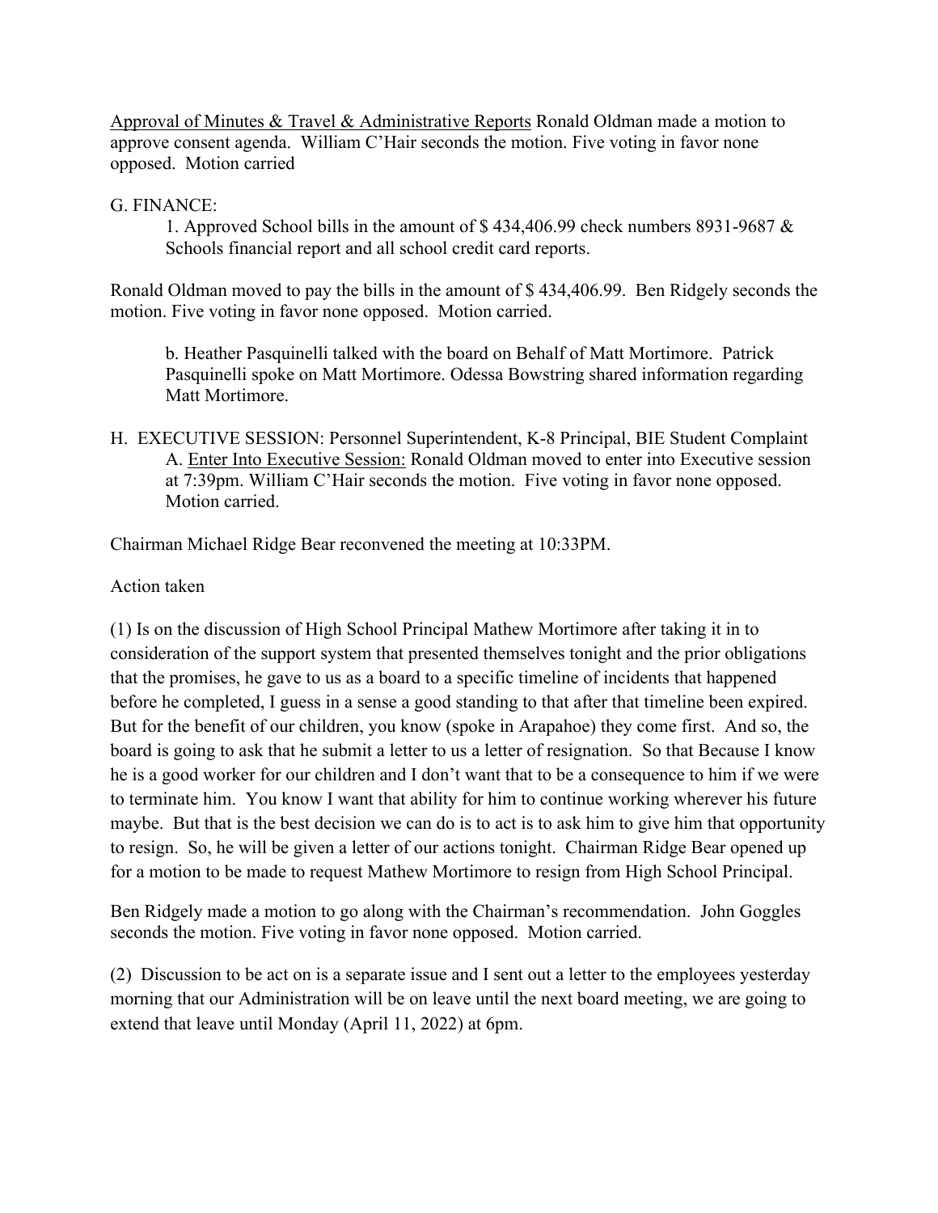<u>Approval of Minutes & Travel & Administrative Reports</u> Ronald Oldman made a motion to approve consent agenda. William C'Hair seconds the motion. Five voting in favor none opposed. Motion carried

G. FINANCE:

1. Approved School bills in the amount of $ 434,406.99 check numbers 8931-9687 & Schools financial report and all school credit card reports.

Ronald Oldman moved to pay the bills in the amount of $ 434,406.99. Ben Ridgely seconds the motion. Five voting in favor none opposed. Motion carried.

b. Heather Pasquinelli talked with the board on Behalf of Matt Mortimore. Patrick Pasquinelli spoke on Matt Mortimore. Odessa Bowstring shared information regarding Matt Mortimore.

H. EXECUTIVE SESSION: Personnel Superintendent, K-8 Principal, BIE Student Complaint

A. <u>Enter Into Executive Session:</u> Ronald Oldman moved to enter into Executive session at 7:39pm. William C'Hair seconds the motion. Five voting in favor none opposed. Motion carried.

Chairman Michael Ridge Bear reconvened the meeting at 10:33PM.

Action taken

(1) Is on the discussion of High School Principal Mathew Mortimore after taking it in to consideration of the support system that presented themselves tonight and the prior obligations that the promises, he gave to us as a board to a specific timeline of incidents that happened before he completed, I guess in a sense a good standing to that after that timeline been expired. But for the benefit of our children, you know (spoke in Arapahoe) they come first. And so, the board is going to ask that he submit a letter to us a letter of resignation. So that Because I know he is a good worker for our children and I don't want that to be a consequence to him if we were to terminate him. You know I want that ability for him to continue working wherever his future maybe. But that is the best decision we can do is to act is to ask him to give him that opportunity to resign. So, he will be given a letter of our actions tonight. Chairman Ridge Bear opened up for a motion to be made to request Mathew Mortimore to resign from High School Principal.

Ben Ridgely made a motion to go along with the Chairman's recommendation. John Goggles seconds the motion. Five voting in favor none opposed. Motion carried.

(2) Discussion to be act on is a separate issue and I sent out a letter to the employees yesterday morning that our Administration will be on leave until the next board meeting, we are going to extend that leave until Monday (April 11, 2022) at 6pm.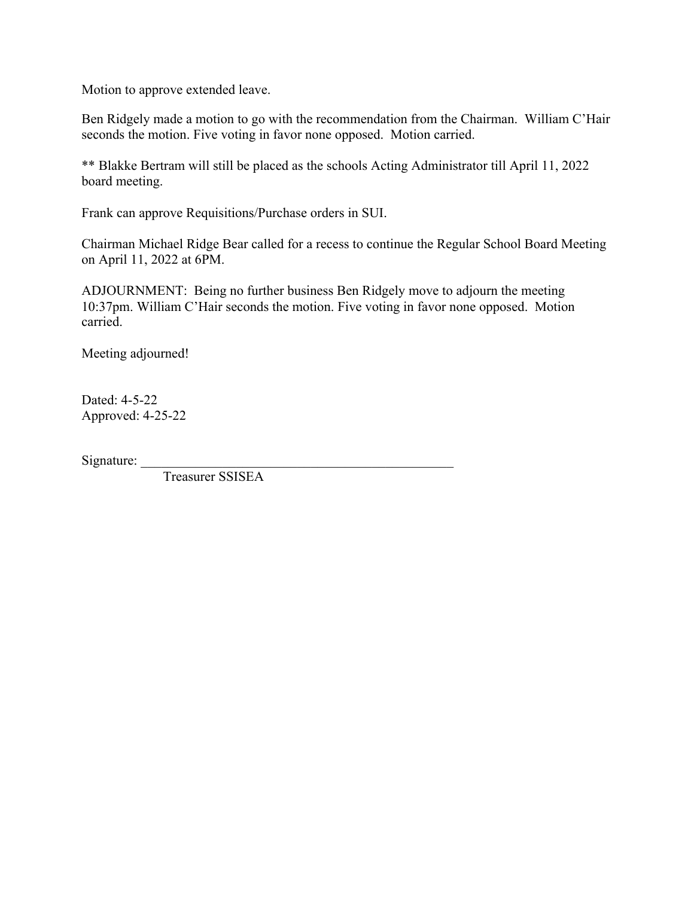Motion to approve extended leave.

Ben Ridgely made a motion to go with the recommendation from the Chairman. William C'Hair seconds the motion. Five voting in favor none opposed. Motion carried.

** Blakke Bertram will still be placed as the schools Acting Administrator till April 11, 2022 board meeting.

Frank can approve Requisitions/Purchase orders in SUI.

Chairman Michael Ridge Bear called for a recess to continue the Regular School Board Meeting on April 11, 2022 at 6PM.

ADJOURNMENT: Being no further business Ben Ridgely move to adjourn the meeting 10:37pm. William C'Hair seconds the motion. Five voting in favor none opposed. Motion carried.

Meeting adjourned!

Dated: 4-5-22
Approved: 4-25-22

Signature: ________________________________________________
Treasurer SSISEA